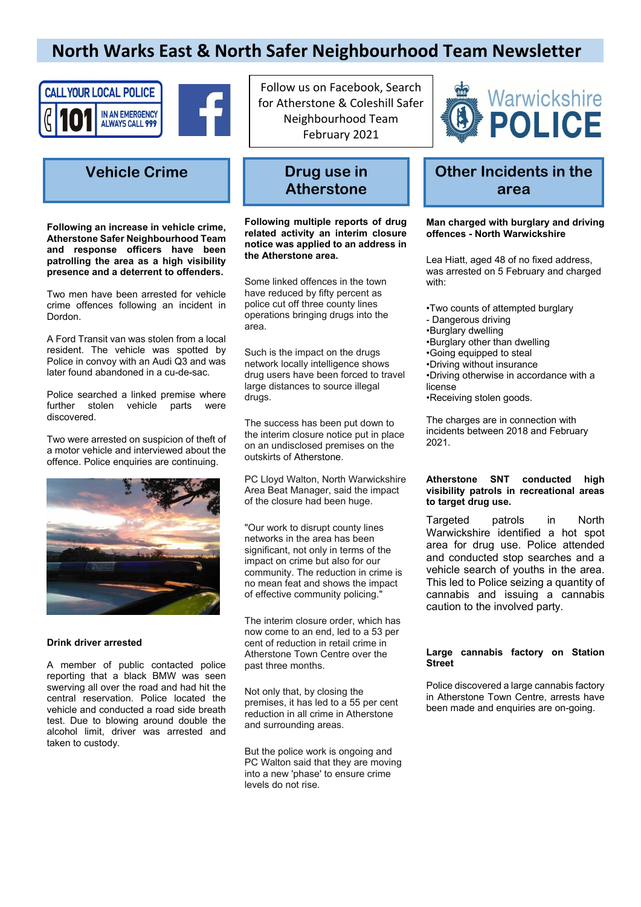# North Warks East & North Safer Neighbourhood Team Newsletter

CALL YOUR LOCAL POLICE 101 IN AN EMERGENCY ALWAYS CALL 999

Follow us on Facebook, Search for Atherstone & Coleshill Safer Neighbourhood Team
February 2021

Warwickshire POLICE

## Vehicle Crime

**Following an increase in vehicle crime, Atherstone Safer Neighbourhood Team and response officers have been patrolling the area as a high visibility presence and a deterrent to offenders.**

Two men have been arrested for vehicle crime offences following an incident in Dordon.

A Ford Transit van was stolen from a local resident. The vehicle was spotted by Police in convoy with an Audi Q3 and was later found abandoned in a cu-de-sac.

Police searched a linked premise where further stolen vehicle parts were discovered.

Two were arrested on suspicion of theft of a motor vehicle and interviewed about the offence. Police enquiries are continuing.

**Drink driver arrested**

A member of public contacted police reporting that a black BMW was seen swerving all over the road and had hit the central reservation. Police located the vehicle and conducted a road side breath test. Due to blowing around double the alcohol limit, driver was arrested and taken to custody.

## Drug use in Atherstone

**Following multiple reports of drug related activity an interim closure notice was applied to an address in the Atherstone area.**

Some linked offences in the town have reduced by fifty percent as police cut off three county lines operations bringing drugs into the area.

Such is the impact on the drugs network locally intelligence shows drug users have been forced to travel large distances to source illegal drugs.

The success has been put down to the interim closure notice put in place on an undisclosed premises on the outskirts of Atherstone.

PC Lloyd Walton, North Warwickshire Area Beat Manager, said the impact of the closure had been huge.

"Our work to disrupt county lines networks in the area has been significant, not only in terms of the impact on crime but also for our community. The reduction in crime is no mean feat and shows the impact of effective community policing."

The interim closure order, which has now come to an end, led to a 53 per cent of reduction in retail crime in Atherstone Town Centre over the past three months.

Not only that, by closing the premises, it has led to a 55 per cent reduction in all crime in Atherstone and surrounding areas.

But the police work is ongoing and PC Walton said that they are moving into a new 'phase' to ensure crime levels do not rise.

## Other Incidents in the area

**Man charged with burglary and driving offences - North Warwickshire**

Lea Hiatt, aged 48 of no fixed address, was arrested on 5 February and charged with:

- Two counts of attempted burglary
- Dangerous driving
- Burglary dwelling
- Burglary other than dwelling
- Going equipped to steal
- Driving without insurance
- Driving otherwise in accordance with a license
- Receiving stolen goods.

The charges are in connection with incidents between 2018 and February 2021.

**Atherstone SNT conducted high visibility patrols in recreational areas to target drug use.**

Targeted patrols in North Warwickshire identified a hot spot area for drug use. Police attended and conducted stop searches and a vehicle search of youths in the area. This led to Police seizing a quantity of cannabis and issuing a cannabis caution to the involved party.

**Large cannabis factory on Station Street**

Police discovered a large cannabis factory in Atherstone Town Centre, arrests have been made and enquiries are on-going.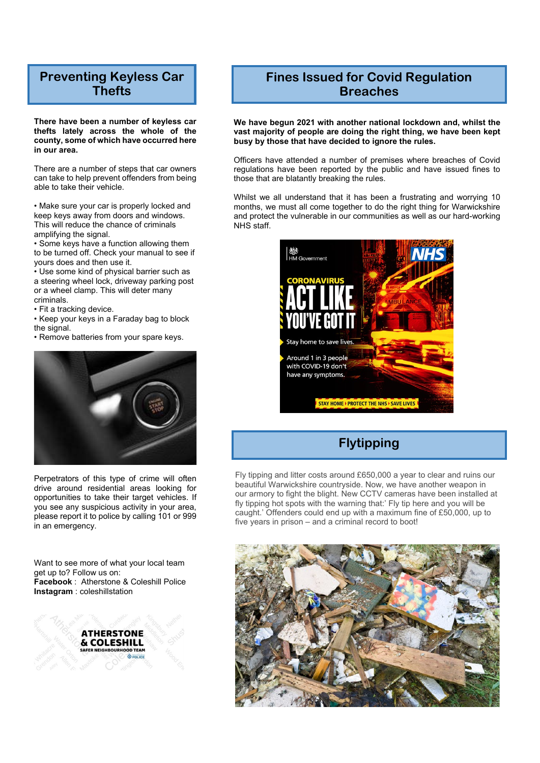## Preventing Keyless Car Thefts

**There have been a number of keyless car thefts lately across the whole of the county, some of which have occurred here in our area.**

There are a number of steps that car owners can take to help prevent offenders from being able to take their vehicle.

- Make sure your car is properly locked and keep keys away from doors and windows. This will reduce the chance of criminals amplifying the signal.
- Some keys have a function allowing them to be turned off. Check your manual to see if yours does and then use it.
- Use some kind of physical barrier such as a steering wheel lock, driveway parking post or a wheel clamp. This will deter many criminals.
- Fit a tracking device.
- Keep your keys in a Faraday bag to block the signal.
- Remove batteries from your spare keys.

Perpetrators of this type of crime will often drive around residential areas looking for opportunities to take their target vehicles. If you see any suspicious activity in your area, please report it to police by calling 101 or 999 in an emergency.

Want to see more of what your local team get up to? Follow us on:
**Facebook** : Atherstone & Coleshill Police
**Instagram** : coleshillstation

## Fines Issued for Covid Regulation Breaches

**We have begun 2021 with another national lockdown and, whilst the vast majority of people are doing the right thing, we have been kept busy by those that have decided to ignore the rules.**

Officers have attended a number of premises where breaches of Covid regulations have been reported by the public and have issued fines to those that are blatantly breaking the rules.

Whilst we all understand that it has been a frustrating and worrying 10 months, we must all come together to do the right thing for Warwickshire and protect the vulnerable in our communities as well as our hard-working NHS staff.

## Flytipping

Fly tipping and litter costs around £650,000 a year to clear and ruins our beautiful Warwickshire countryside. Now, we have another weapon in our armory to fight the blight. New CCTV cameras have been installed at fly tipping hot spots with the warning that:' Fly tip here and you will be caught.' Offenders could end up with a maximum fine of £50,000, up to five years in prison – and a criminal record to boot!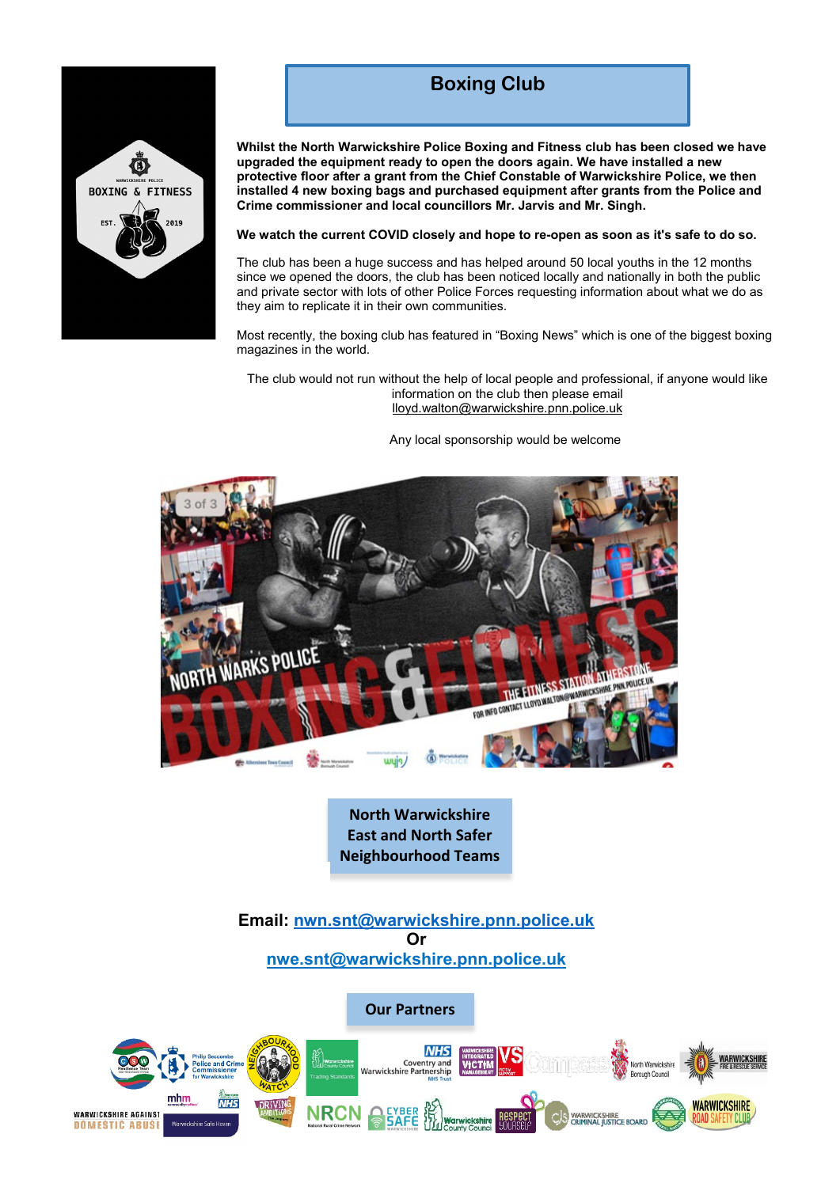# Boxing Club

**Whilst the North Warwickshire Police Boxing and Fitness club has been closed we have upgraded the equipment ready to open the doors again. We have installed a new protective floor after a grant from the Chief Constable of Warwickshire Police, we then installed 4 new boxing bags and purchased equipment after grants from the Police and Crime commissioner and local councillors Mr. Jarvis and Mr. Singh.**

**We watch the current COVID closely and hope to re-open as soon as it's safe to do so.**

The club has been a huge success and has helped around 50 local youths in the 12 months since we opened the doors, the club has been noticed locally and nationally in both the public and private sector with lots of other Police Forces requesting information about what we do as they aim to replicate it in their own communities.

Most recently, the boxing club has featured in "Boxing News" which is one of the biggest boxing magazines in the world.

The club would not run without the help of local people and professional, if anyone would like information on the club then please email lloyd.walton@warwickshire.pnn.police.uk

Any local sponsorship would be welcome

## North Warwickshire East and North Safer Neighbourhood Teams

**Email: nwn.snt@warwickshire.pnn.police.uk**

**Or**

**nwe.snt@warwickshire.pnn.police.uk**

## Our Partners